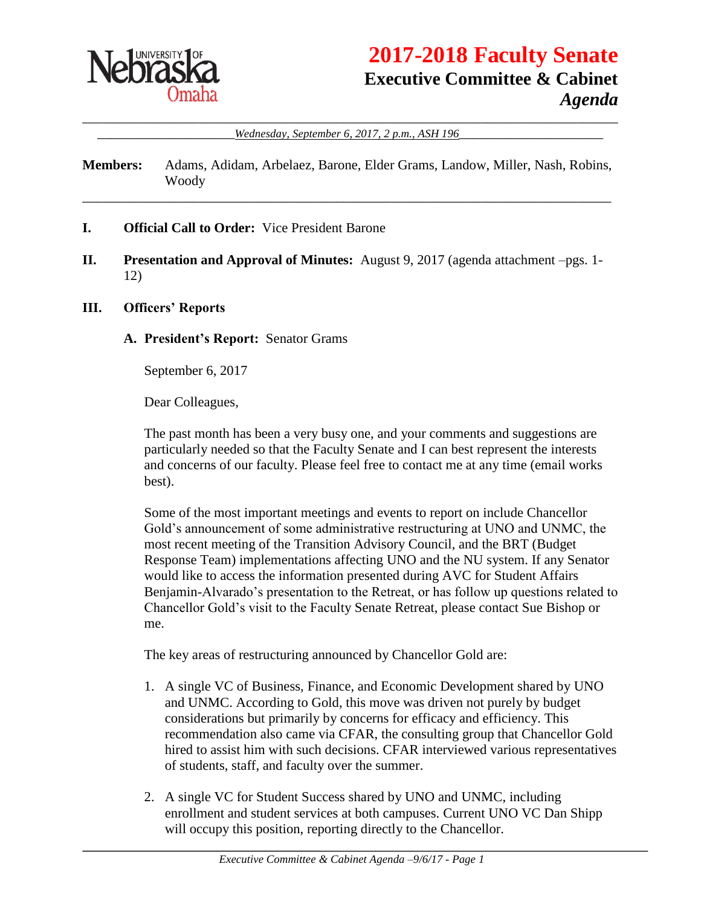# 2017-2018 Faculty Senate

## Executive Committee & Cabinet

## *Agenda*

*Wednesday, September 6, 2017, 2 p.m., ASH 196*

**Members:** Adams, Adidam, Arbelaez, Barone, Elder Grams, Landow, Miller, Nash, Robins, Woody

---

**I. Official Call to Order:** Vice President Barone

**II. Presentation and Approval of Minutes:** August 9, 2017 (agenda attachment –pgs. 1-12)

**III. Officers' Reports**

**A. President's Report:** Senator Grams

September 6, 2017

Dear Colleagues,

The past month has been a very busy one, and your comments and suggestions are particularly needed so that the Faculty Senate and I can best represent the interests and concerns of our faculty. Please feel free to contact me at any time (email works best).

Some of the most important meetings and events to report on include Chancellor Gold's announcement of some administrative restructuring at UNO and UNMC, the most recent meeting of the Transition Advisory Council, and the BRT (Budget Response Team) implementations affecting UNO and the NU system. If any Senator would like to access the information presented during AVC for Student Affairs Benjamin-Alvarado's presentation to the Retreat, or has follow up questions related to Chancellor Gold's visit to the Faculty Senate Retreat, please contact Sue Bishop or me.

The key areas of restructuring announced by Chancellor Gold are:

1. A single VC of Business, Finance, and Economic Development shared by UNO and UNMC. According to Gold, this move was driven not purely by budget considerations but primarily by concerns for efficacy and efficiency. This recommendation also came via CFAR, the consulting group that Chancellor Gold hired to assist him with such decisions. CFAR interviewed various representatives of students, staff, and faculty over the summer.

2. A single VC for Student Success shared by UNO and UNMC, including enrollment and student services at both campuses. Current UNO VC Dan Shipp will occupy this position, reporting directly to the Chancellor.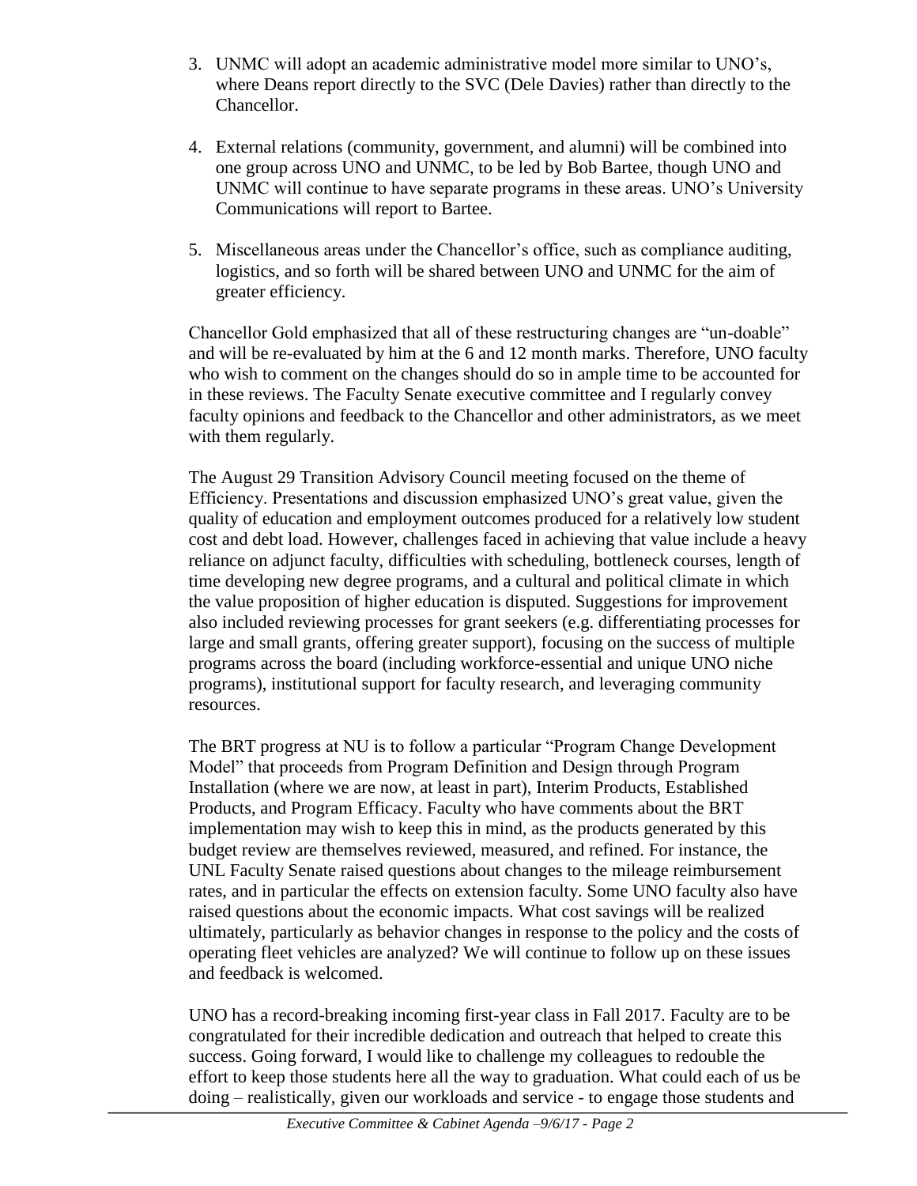3. UNMC will adopt an academic administrative model more similar to UNO's, where Deans report directly to the SVC (Dele Davies) rather than directly to the Chancellor.

4. External relations (community, government, and alumni) will be combined into one group across UNO and UNMC, to be led by Bob Bartee, though UNO and UNMC will continue to have separate programs in these areas. UNO's University Communications will report to Bartee.

5. Miscellaneous areas under the Chancellor's office, such as compliance auditing, logistics, and so forth will be shared between UNO and UNMC for the aim of greater efficiency.

Chancellor Gold emphasized that all of these restructuring changes are "un-doable" and will be re-evaluated by him at the 6 and 12 month marks. Therefore, UNO faculty who wish to comment on the changes should do so in ample time to be accounted for in these reviews. The Faculty Senate executive committee and I regularly convey faculty opinions and feedback to the Chancellor and other administrators, as we meet with them regularly.

The August 29 Transition Advisory Council meeting focused on the theme of Efficiency. Presentations and discussion emphasized UNO's great value, given the quality of education and employment outcomes produced for a relatively low student cost and debt load. However, challenges faced in achieving that value include a heavy reliance on adjunct faculty, difficulties with scheduling, bottleneck courses, length of time developing new degree programs, and a cultural and political climate in which the value proposition of higher education is disputed. Suggestions for improvement also included reviewing processes for grant seekers (e.g. differentiating processes for large and small grants, offering greater support), focusing on the success of multiple programs across the board (including workforce-essential and unique UNO niche programs), institutional support for faculty research, and leveraging community resources.

The BRT progress at NU is to follow a particular "Program Change Development Model" that proceeds from Program Definition and Design through Program Installation (where we are now, at least in part), Interim Products, Established Products, and Program Efficacy. Faculty who have comments about the BRT implementation may wish to keep this in mind, as the products generated by this budget review are themselves reviewed, measured, and refined. For instance, the UNL Faculty Senate raised questions about changes to the mileage reimbursement rates, and in particular the effects on extension faculty. Some UNO faculty also have raised questions about the economic impacts. What cost savings will be realized ultimately, particularly as behavior changes in response to the policy and the costs of operating fleet vehicles are analyzed? We will continue to follow up on these issues and feedback is welcomed.

UNO has a record-breaking incoming first-year class in Fall 2017. Faculty are to be congratulated for their incredible dedication and outreach that helped to create this success. Going forward, I would like to challenge my colleagues to redouble the effort to keep those students here all the way to graduation. What could each of us be doing – realistically, given our workloads and service - to engage those students and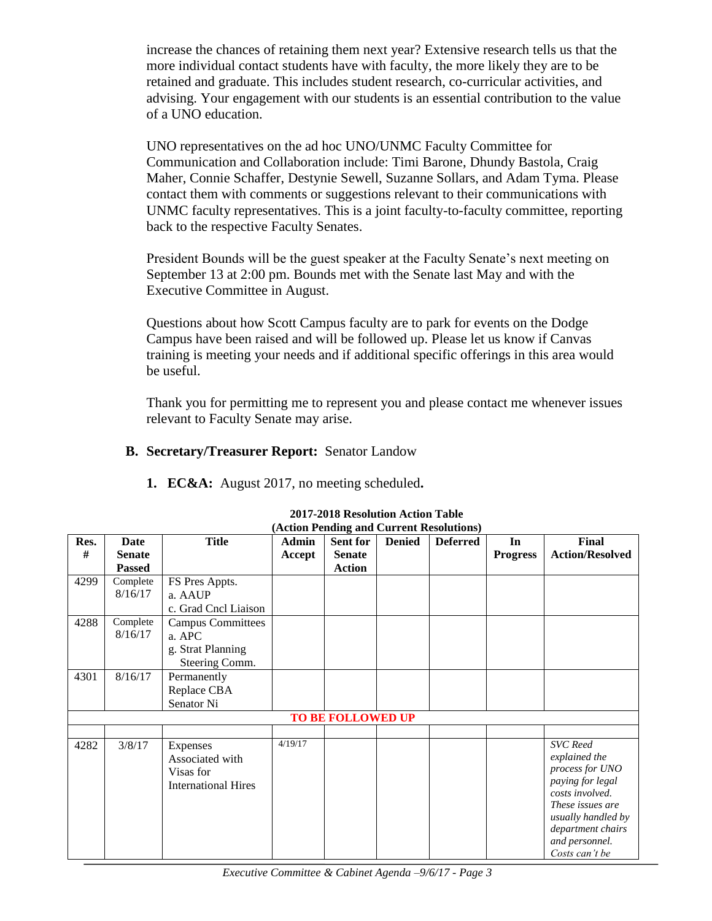increase the chances of retaining them next year? Extensive research tells us that the more individual contact students have with faculty, the more likely they are to be retained and graduate. This includes student research, co-curricular activities, and advising. Your engagement with our students is an essential contribution to the value of a UNO education.

UNO representatives on the ad hoc UNO/UNMC Faculty Committee for Communication and Collaboration include: Timi Barone, Dhundy Bastola, Craig Maher, Connie Schaffer, Destynie Sewell, Suzanne Sollars, and Adam Tyma. Please contact them with comments or suggestions relevant to their communications with UNMC faculty representatives. This is a joint faculty-to-faculty committee, reporting back to the respective Faculty Senates.

President Bounds will be the guest speaker at the Faculty Senate's next meeting on September 13 at 2:00 pm. Bounds met with the Senate last May and with the Executive Committee in August.

Questions about how Scott Campus faculty are to park for events on the Dodge Campus have been raised and will be followed up. Please let us know if Canvas training is meeting your needs and if additional specific offerings in this area would be useful.

Thank you for permitting me to represent you and please contact me whenever issues relevant to Faculty Senate may arise.

**B. Secretary/Treasurer Report:** Senator Landow

**1. EC&A:** August 2017, no meeting scheduled**.**

**2017-2018 Resolution Action Table**
**(Action Pending and Current Resolutions)**

| Res. # | Date Senate Passed | Title | Admin Accept | Sent for Senate Action | Denied | Deferred | In Progress | Final Action/Resolved |
|---|---|---|---|---|---|---|---|---|
| 4299 | Complete 8/16/17 | FS Pres Appts. a. AAUP c. Grad Cncl Liaison | | | | | | |
| 4288 | Complete 8/16/17 | Campus Committees a. APC g. Strat Planning Steering Comm. | | | | | | |
| 4301 | 8/16/17 | Permanently Replace CBA Senator Ni | | | | | | |
| **TO BE FOLLOWED UP** | | | | | | | | |
| | | | | | | | | |
| 4282 | 3/8/17 | Expenses Associated with Visas for International Hires | 4/19/17 | | | | | *SVC Reed explained the process for UNO paying for legal costs involved. These issues are usually handled by department chairs and personnel. Costs can't be* |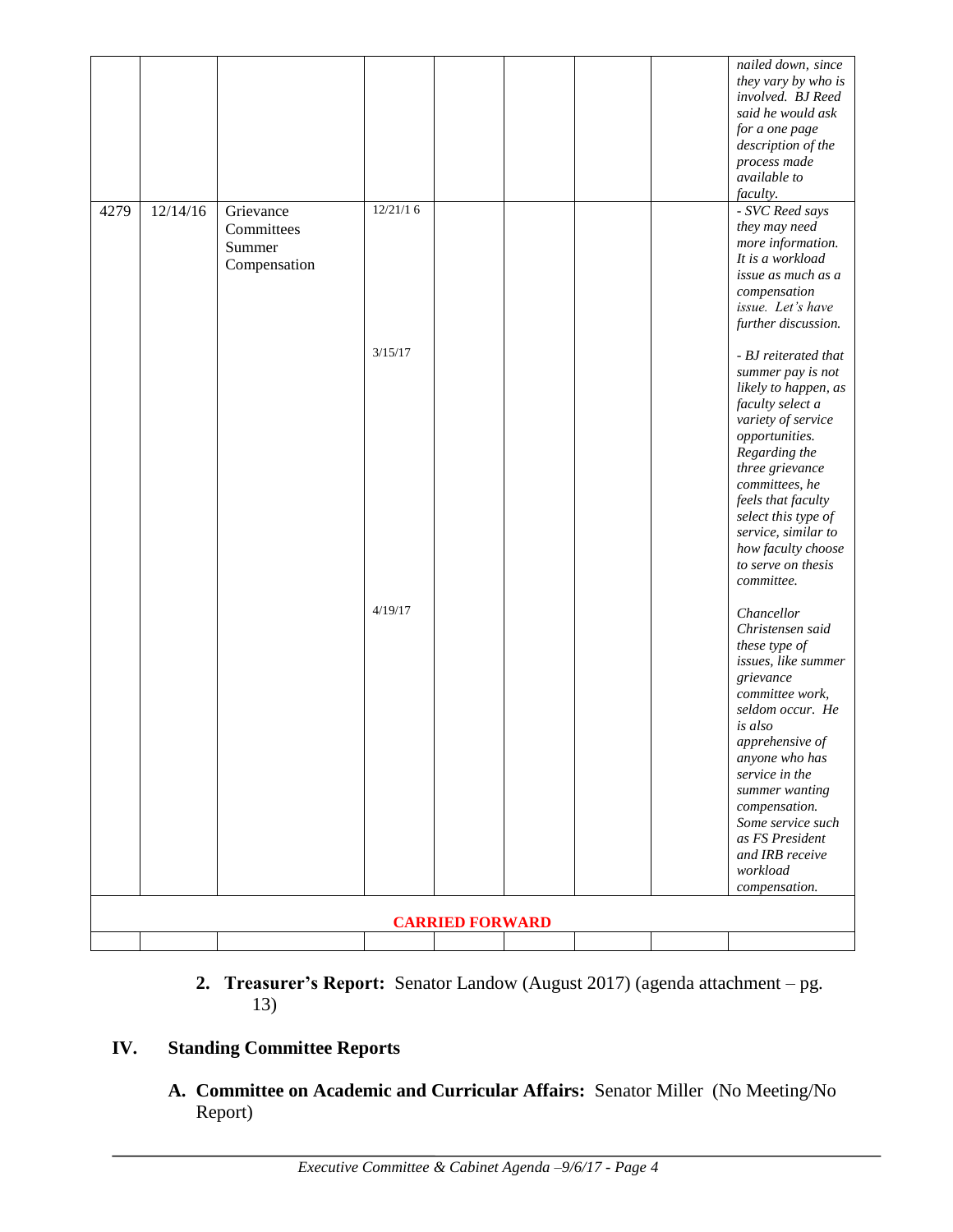| | | | | | | | | |
|---|---|---|---|---|---|---|---|---|
| | | | | | | | | *nailed down, since they vary by who is involved. BJ Reed said he would ask for a one page description of the process made available to faculty.* |
| 4279 | 12/14/16 | Grievance Committees Summer Compensation | 12/21/16 | | | | | *- SVC Reed says they may need more information. It is a workload issue as much as a compensation issue. Let's have further discussion.* |
| | | | 3/15/17 | | | | | *- BJ reiterated that summer pay is not likely to happen, as faculty select a variety of service opportunities. Regarding the three grievance committees, he feels that faculty select this type of service, similar to how faculty choose to serve on thesis committee.* |
| | | | 4/19/17 | | | | | *Chancellor Christensen said these type of issues, like summer grievance committee work, seldom occur. He is also apprehensive of anyone who has service in the summer wanting compensation. Some service such as FS President and IRB receive workload compensation.* |
| **CARRIED FORWARD** | | | | | | | | |
| | | | | | | | | |

2. **Treasurer's Report:** Senator Landow (August 2017) (agenda attachment – pg. 13)

## IV. Standing Committee Reports

**A. Committee on Academic and Curricular Affairs:** Senator Miller (No Meeting/No Report)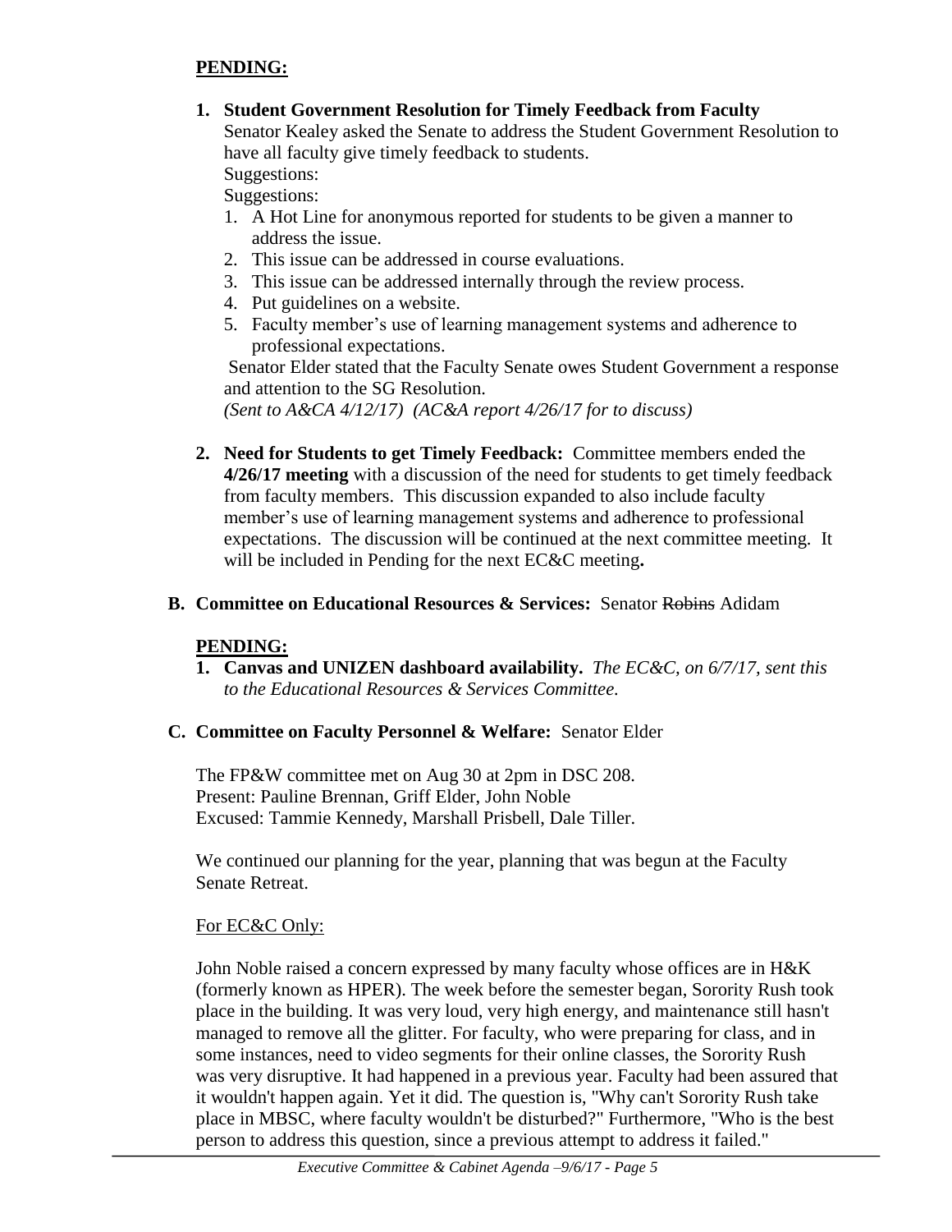**PENDING:**

1. **Student Government Resolution for Timely Feedback from Faculty**
   Senator Kealey asked the Senate to address the Student Government Resolution to have all faculty give timely feedback to students.
   Suggestions:
   Suggestions:
   1. A Hot Line for anonymous reported for students to be given a manner to address the issue.
   2. This issue can be addressed in course evaluations.
   3. This issue can be addressed internally through the review process.
   4. Put guidelines on a website.
   5. Faculty member's use of learning management systems and adherence to professional expectations.

   Senator Elder stated that the Faculty Senate owes Student Government a response and attention to the SG Resolution.
   *(Sent to A&CA 4/12/17) (AC&A report 4/26/17 for to discuss)*

2. **Need for Students to get Timely Feedback:** Committee members ended the **4/26/17 meeting** with a discussion of the need for students to get timely feedback from faculty members. This discussion expanded to also include faculty member's use of learning management systems and adherence to professional expectations. The discussion will be continued at the next committee meeting. It will be included in Pending for the next EC&C meeting**.**

**B. Committee on Educational Resources & Services:** Senator ~~Robins~~ Adidam

**PENDING:**

1. **Canvas and UNIZEN dashboard availability.** *The EC&C, on 6/7/17, sent this to the Educational Resources & Services Committee.*

**C. Committee on Faculty Personnel & Welfare:** Senator Elder

The FP&W committee met on Aug 30 at 2pm in DSC 208.
Present: Pauline Brennan, Griff Elder, John Noble
Excused: Tammie Kennedy, Marshall Prisbell, Dale Tiller.

We continued our planning for the year, planning that was begun at the Faculty Senate Retreat.

For EC&C Only:

John Noble raised a concern expressed by many faculty whose offices are in H&K (formerly known as HPER). The week before the semester began, Sorority Rush took place in the building. It was very loud, very high energy, and maintenance still hasn't managed to remove all the glitter. For faculty, who were preparing for class, and in some instances, need to video segments for their online classes, the Sorority Rush was very disruptive. It had happened in a previous year. Faculty had been assured that it wouldn't happen again. Yet it did. The question is, "Why can't Sorority Rush take place in MBSC, where faculty wouldn't be disturbed?" Furthermore, "Who is the best person to address this question, since a previous attempt to address it failed."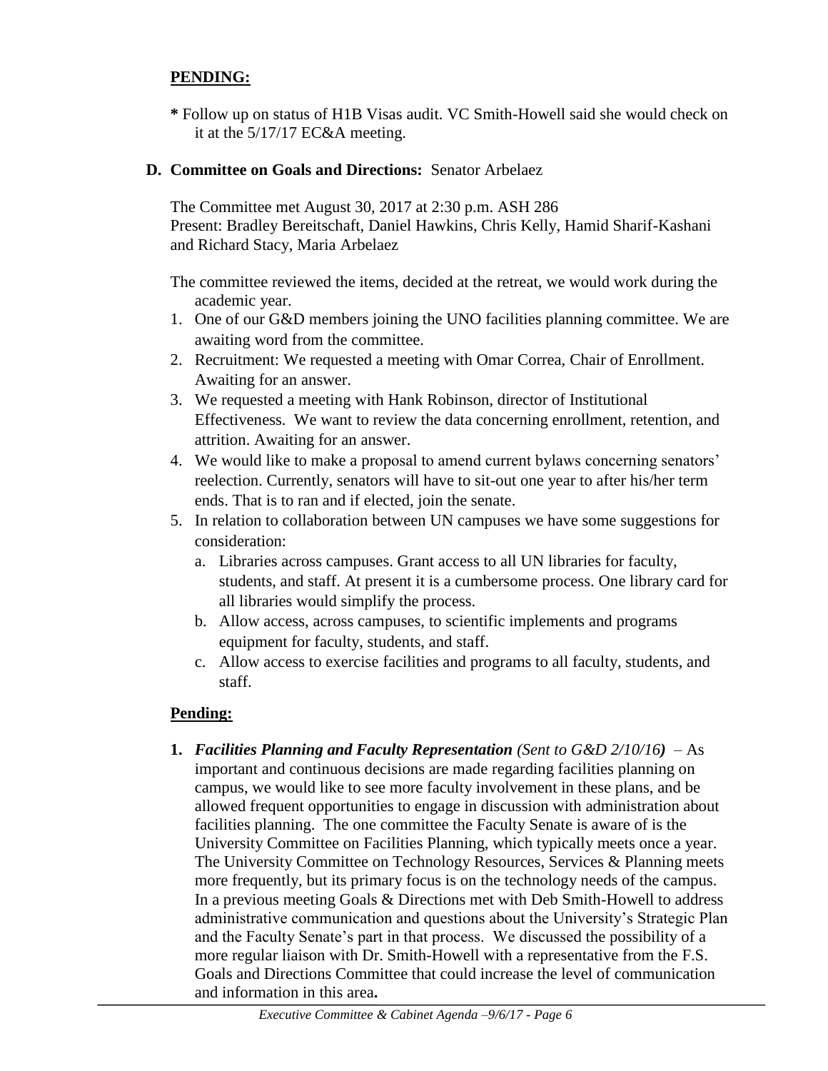## PENDING:

**\*** Follow up on status of H1B Visas audit. VC Smith-Howell said she would check on it at the 5/17/17 EC&A meeting.

### D. Committee on Goals and Directions: Senator Arbelaez

The Committee met August 30, 2017 at 2:30 p.m. ASH 286
Present: Bradley Bereitschaft, Daniel Hawkins, Chris Kelly, Hamid Sharif-Kashani and Richard Stacy, Maria Arbelaez

The committee reviewed the items, decided at the retreat, we would work during the academic year.

1. One of our G&D members joining the UNO facilities planning committee. We are awaiting word from the committee.
2. Recruitment: We requested a meeting with Omar Correa, Chair of Enrollment. Awaiting for an answer.
3. We requested a meeting with Hank Robinson, director of Institutional Effectiveness. We want to review the data concerning enrollment, retention, and attrition. Awaiting for an answer.
4. We would like to make a proposal to amend current bylaws concerning senators' reelection. Currently, senators will have to sit-out one year to after his/her term ends. That is to ran and if elected, join the senate.
5. In relation to collaboration between UN campuses we have some suggestions for consideration:
   a. Libraries across campuses. Grant access to all UN libraries for faculty, students, and staff. At present it is a cumbersome process. One library card for all libraries would simplify the process.
   b. Allow access, across campuses, to scientific implements and programs equipment for faculty, students, and staff.
   c. Allow access to exercise facilities and programs to all faculty, students, and staff.

## Pending:

1. ***Facilities Planning and Faculty Representation** (Sent to G&D 2/10/16)* – As important and continuous decisions are made regarding facilities planning on campus, we would like to see more faculty involvement in these plans, and be allowed frequent opportunities to engage in discussion with administration about facilities planning. The one committee the Faculty Senate is aware of is the University Committee on Facilities Planning, which typically meets once a year. The University Committee on Technology Resources, Services & Planning meets more frequently, but its primary focus is on the technology needs of the campus. In a previous meeting Goals & Directions met with Deb Smith-Howell to address administrative communication and questions about the University's Strategic Plan and the Faculty Senate's part in that process. We discussed the possibility of a more regular liaison with Dr. Smith-Howell with a representative from the F.S. Goals and Directions Committee that could increase the level of communication and information in this area**.**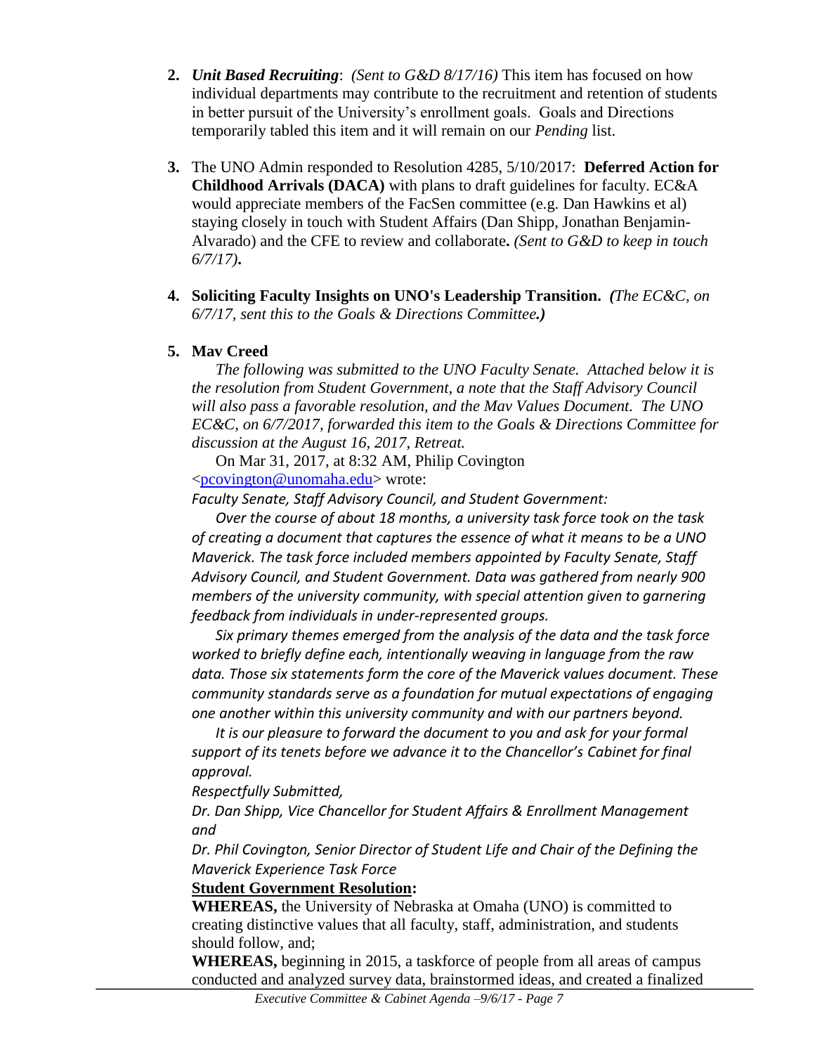2. ***Unit Based Recruiting***: *(Sent to G&D 8/17/16)* This item has focused on how individual departments may contribute to the recruitment and retention of students in better pursuit of the University's enrollment goals. Goals and Directions temporarily tabled this item and it will remain on our *Pending* list.

3. The UNO Admin responded to Resolution 4285, 5/10/2017: **Deferred Action for Childhood Arrivals (DACA)** with plans to draft guidelines for faculty. EC&A would appreciate members of the FacSen committee (e.g. Dan Hawkins et al) staying closely in touch with Student Affairs (Dan Shipp, Jonathan Benjamin-Alvarado) and the CFE to review and collaborate**.** *(Sent to G&D to keep in touch 6/7/17)***.**

4. **Soliciting Faculty Insights on UNO's Leadership Transition.** ***(****The EC&C, on 6/7/17, sent this to the Goals & Directions Committee****.)***

5. **Mav Creed**

   *The following was submitted to the UNO Faculty Senate. Attached below it is the resolution from Student Government, a note that the Staff Advisory Council will also pass a favorable resolution, and the Mav Values Document. The UNO EC&C, on 6/7/2017, forwarded this item to the Goals & Directions Committee for discussion at the August 16, 2017, Retreat.*

   On Mar 31, 2017, at 8:32 AM, Philip Covington <pcovington@unomaha.edu> wrote:

   *Faculty Senate, Staff Advisory Council, and Student Government:*

   *Over the course of about 18 months, a university task force took on the task of creating a document that captures the essence of what it means to be a UNO Maverick. The task force included members appointed by Faculty Senate, Staff Advisory Council, and Student Government. Data was gathered from nearly 900 members of the university community, with special attention given to garnering feedback from individuals in under-represented groups.*

   *Six primary themes emerged from the analysis of the data and the task force worked to briefly define each, intentionally weaving in language from the raw data. Those six statements form the core of the Maverick values document. These community standards serve as a foundation for mutual expectations of engaging one another within this university community and with our partners beyond.*

   *It is our pleasure to forward the document to you and ask for your formal support of its tenets before we advance it to the Chancellor's Cabinet for final approval.*

   *Respectfully Submitted,*

   *Dr. Dan Shipp, Vice Chancellor for Student Affairs & Enrollment Management and*

   *Dr. Phil Covington, Senior Director of Student Life and Chair of the Defining the Maverick Experience Task Force*

   **Student Government Resolution:**

   **WHEREAS,** the University of Nebraska at Omaha (UNO) is committed to creating distinctive values that all faculty, staff, administration, and students should follow, and;

   **WHEREAS,** beginning in 2015, a taskforce of people from all areas of campus conducted and analyzed survey data, brainstormed ideas, and created a finalized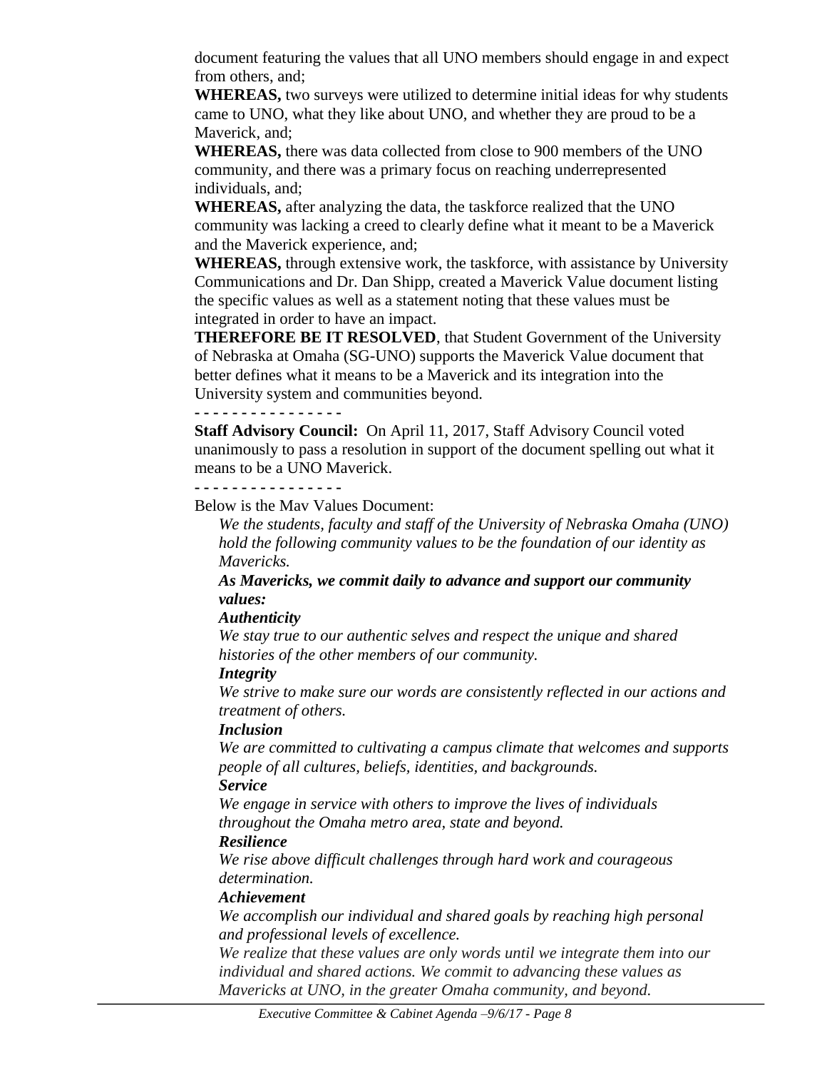document featuring the values that all UNO members should engage in and expect from others, and;

**WHEREAS,** two surveys were utilized to determine initial ideas for why students came to UNO, what they like about UNO, and whether they are proud to be a Maverick, and;

**WHEREAS,** there was data collected from close to 900 members of the UNO community, and there was a primary focus on reaching underrepresented individuals, and;

**WHEREAS,** after analyzing the data, the taskforce realized that the UNO community was lacking a creed to clearly define what it meant to be a Maverick and the Maverick experience, and;

**WHEREAS,** through extensive work, the taskforce, with assistance by University Communications and Dr. Dan Shipp, created a Maverick Value document listing the specific values as well as a statement noting that these values must be integrated in order to have an impact.

**THEREFORE BE IT RESOLVED**, that Student Government of the University of Nebraska at Omaha (SG-UNO) supports the Maverick Value document that better defines what it means to be a Maverick and its integration into the University system and communities beyond.

**- - - - - - - - - - - - - - - -**

**Staff Advisory Council:** On April 11, 2017, Staff Advisory Council voted unanimously to pass a resolution in support of the document spelling out what it means to be a UNO Maverick.

**- - - - - - - - - - - - - - - -**

Below is the Mav Values Document:

*We the students, faculty and staff of the University of Nebraska Omaha (UNO) hold the following community values to be the foundation of our identity as Mavericks.*

***As Mavericks, we commit daily to advance and support our community values:***

***Authenticity***

*We stay true to our authentic selves and respect the unique and shared histories of the other members of our community.*

***Integrity***

*We strive to make sure our words are consistently reflected in our actions and treatment of others.*

***Inclusion***

*We are committed to cultivating a campus climate that welcomes and supports people of all cultures, beliefs, identities, and backgrounds.*

***Service***

*We engage in service with others to improve the lives of individuals throughout the Omaha metro area, state and beyond.*

***Resilience***

*We rise above difficult challenges through hard work and courageous determination.*

***Achievement***

*We accomplish our individual and shared goals by reaching high personal and professional levels of excellence.*

*We realize that these values are only words until we integrate them into our individual and shared actions. We commit to advancing these values as Mavericks at UNO, in the greater Omaha community, and beyond.*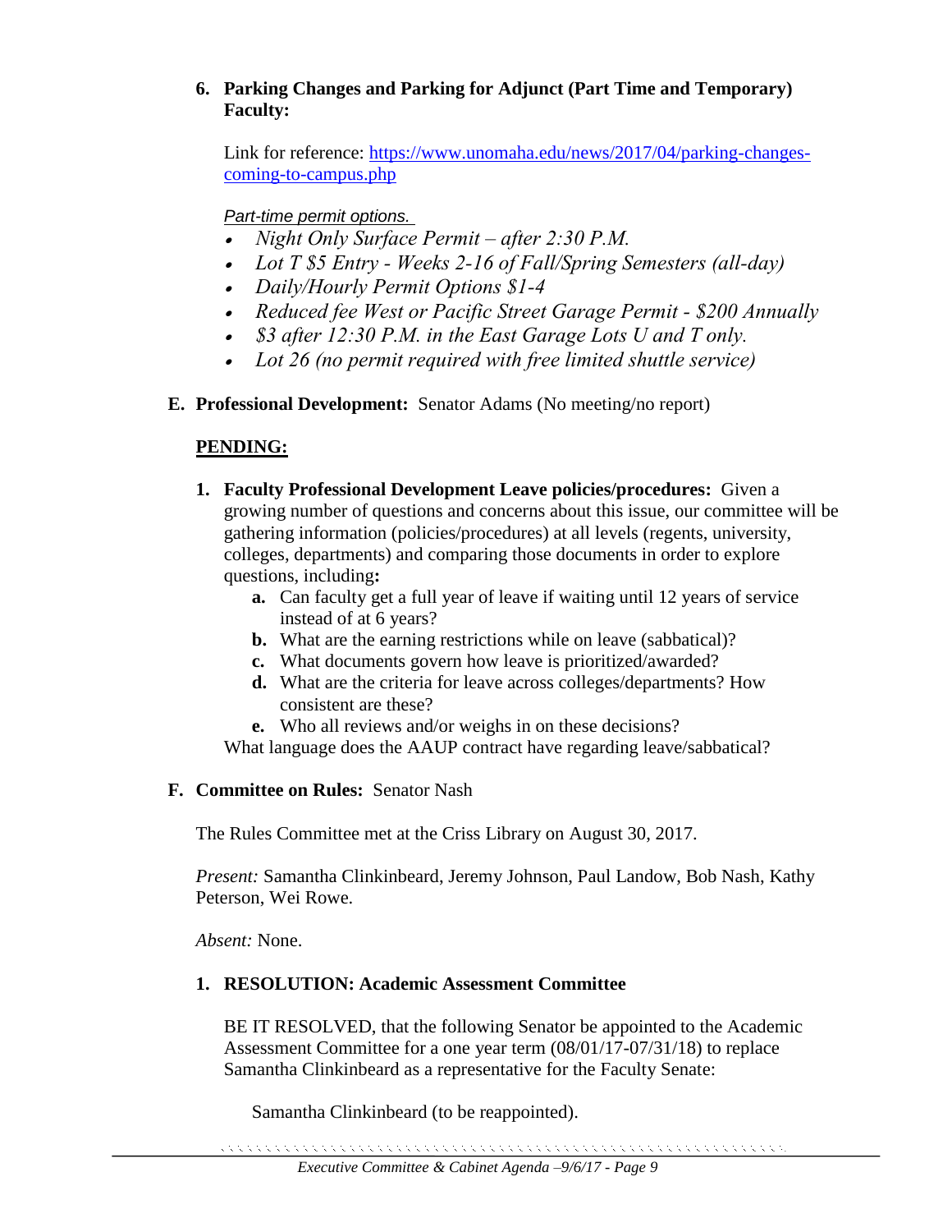**6. Parking Changes and Parking for Adjunct (Part Time and Temporary) Faculty:**

Link for reference: [https://www.unomaha.edu/news/2017/04/parking-changes-coming-to-campus.php](https://www.unomaha.edu/news/2017/04/parking-changes-coming-to-campus.php)

*Part-time permit options.*

- *Night Only Surface Permit – after 2:30 P.M.*
- *Lot T $5 Entry - Weeks 2-16 of Fall/Spring Semesters (all-day)*
- *Daily/Hourly Permit Options $1-4*
- *Reduced fee West or Pacific Street Garage Permit - $200 Annually*
- *$3 after 12:30 P.M. in the East Garage Lots U and T only.*
- *Lot 26 (no permit required with free limited shuttle service)*

**E. Professional Development:** Senator Adams (No meeting/no report)

**PENDING:**

**1. Faculty Professional Development Leave policies/procedures:** Given a growing number of questions and concerns about this issue, our committee will be gathering information (policies/procedures) at all levels (regents, university, colleges, departments) and comparing those documents in order to explore questions, including**:**

- **a.** Can faculty get a full year of leave if waiting until 12 years of service instead of at 6 years?
- **b.** What are the earning restrictions while on leave (sabbatical)?
- **c.** What documents govern how leave is prioritized/awarded?
- **d.** What are the criteria for leave across colleges/departments? How consistent are these?
- **e.** Who all reviews and/or weighs in on these decisions?

What language does the AAUP contract have regarding leave/sabbatical?

**F. Committee on Rules:** Senator Nash

The Rules Committee met at the Criss Library on August 30, 2017.

*Present:* Samantha Clinkinbeard, Jeremy Johnson, Paul Landow, Bob Nash, Kathy Peterson, Wei Rowe.

*Absent:* None.

**1. RESOLUTION: Academic Assessment Committee**

BE IT RESOLVED, that the following Senator be appointed to the Academic Assessment Committee for a one year term (08/01/17-07/31/18) to replace Samantha Clinkinbeard as a representative for the Faculty Senate:

Samantha Clinkinbeard (to be reappointed).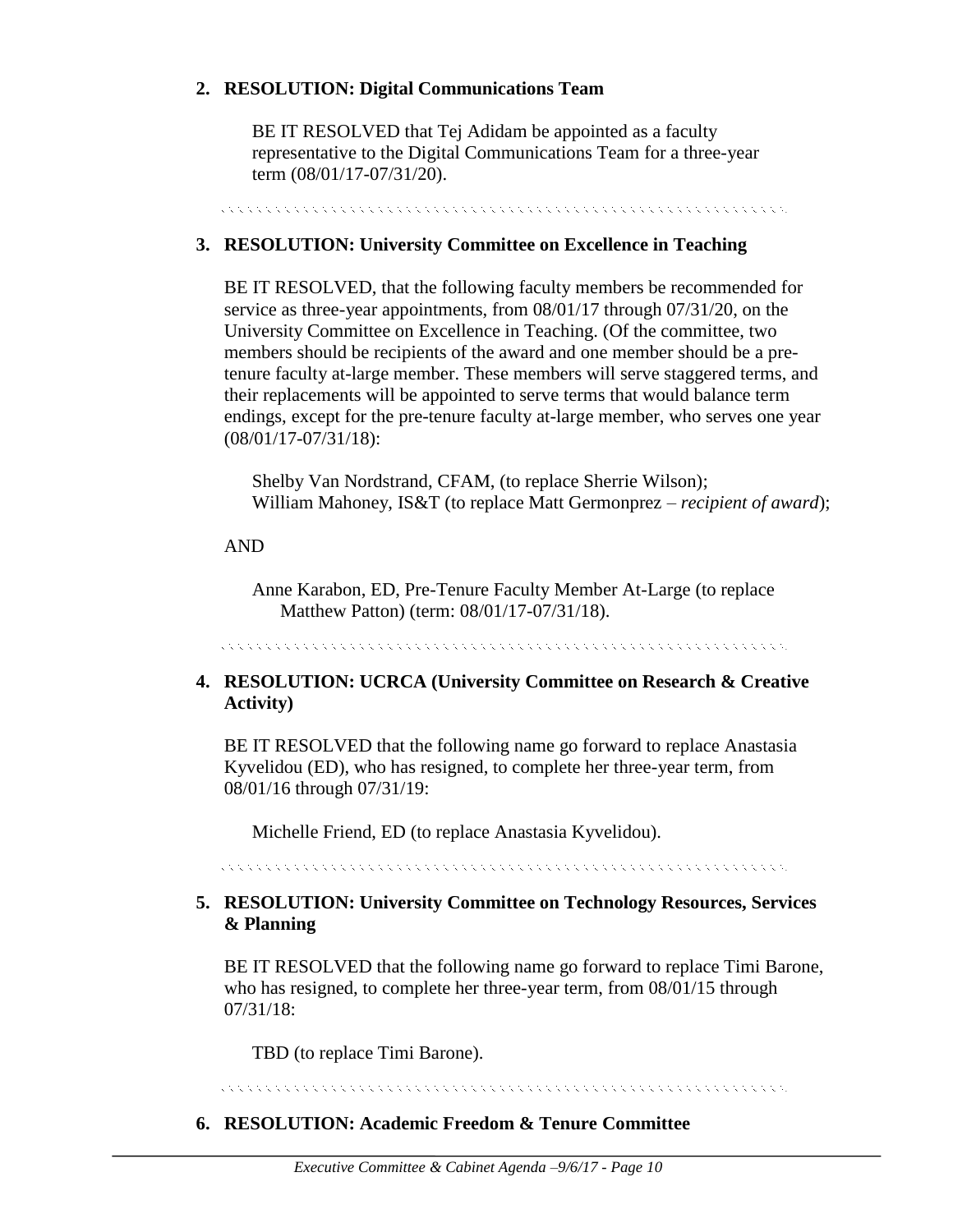**2. RESOLUTION: Digital Communications Team**

BE IT RESOLVED that Tej Adidam be appointed as a faculty representative to the Digital Communications Team for a three-year term (08/01/17-07/31/20).

**3. RESOLUTION: University Committee on Excellence in Teaching**

BE IT RESOLVED, that the following faculty members be recommended for service as three-year appointments, from 08/01/17 through 07/31/20, on the University Committee on Excellence in Teaching. (Of the committee, two members should be recipients of the award and one member should be a pre-tenure faculty at-large member. These members will serve staggered terms, and their replacements will be appointed to serve terms that would balance term endings, except for the pre-tenure faculty at-large member, who serves one year (08/01/17-07/31/18):

Shelby Van Nordstrand, CFAM, (to replace Sherrie Wilson);
William Mahoney, IS&T (to replace Matt Germonprez – *recipient of award*);

AND

Anne Karabon, ED, Pre-Tenure Faculty Member At-Large (to replace Matthew Patton) (term: 08/01/17-07/31/18).

**4. RESOLUTION: UCRCA (University Committee on Research & Creative Activity)**

BE IT RESOLVED that the following name go forward to replace Anastasia Kyvelidou (ED), who has resigned, to complete her three-year term, from 08/01/16 through 07/31/19:

Michelle Friend, ED (to replace Anastasia Kyvelidou).

**5. RESOLUTION: University Committee on Technology Resources, Services & Planning**

BE IT RESOLVED that the following name go forward to replace Timi Barone, who has resigned, to complete her three-year term, from 08/01/15 through 07/31/18:

TBD (to replace Timi Barone).

**6. RESOLUTION: Academic Freedom & Tenure Committee**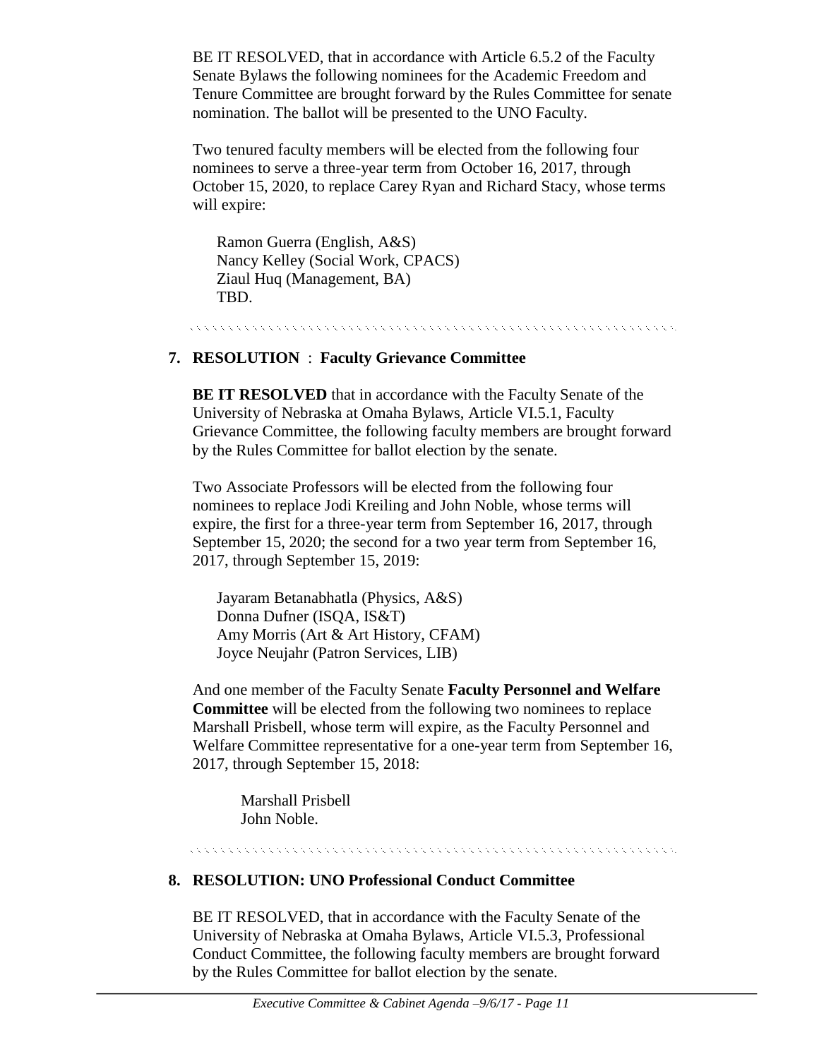BE IT RESOLVED, that in accordance with Article 6.5.2 of the Faculty Senate Bylaws the following nominees for the Academic Freedom and Tenure Committee are brought forward by the Rules Committee for senate nomination. The ballot will be presented to the UNO Faculty.

Two tenured faculty members will be elected from the following four nominees to serve a three-year term from October 16, 2017, through October 15, 2020, to replace Carey Ryan and Richard Stacy, whose terms will expire:

Ramon Guerra (English, A&S)
Nancy Kelley (Social Work, CPACS)
Ziaul Huq (Management, BA)
TBD.

## 7. RESOLUTION : Faculty Grievance Committee

**BE IT RESOLVED** that in accordance with the Faculty Senate of the University of Nebraska at Omaha Bylaws, Article VI.5.1, Faculty Grievance Committee, the following faculty members are brought forward by the Rules Committee for ballot election by the senate.

Two Associate Professors will be elected from the following four nominees to replace Jodi Kreiling and John Noble, whose terms will expire, the first for a three-year term from September 16, 2017, through September 15, 2020; the second for a two year term from September 16, 2017, through September 15, 2019:

Jayaram Betanabhatla (Physics, A&S)
Donna Dufner (ISQA, IS&T)
Amy Morris (Art & Art History, CFAM)
Joyce Neujahr (Patron Services, LIB)

And one member of the Faculty Senate **Faculty Personnel and Welfare Committee** will be elected from the following two nominees to replace Marshall Prisbell, whose term will expire, as the Faculty Personnel and Welfare Committee representative for a one-year term from September 16, 2017, through September 15, 2018:

Marshall Prisbell
John Noble.

## 8. RESOLUTION: UNO Professional Conduct Committee

BE IT RESOLVED, that in accordance with the Faculty Senate of the University of Nebraska at Omaha Bylaws, Article VI.5.3, Professional Conduct Committee, the following faculty members are brought forward by the Rules Committee for ballot election by the senate.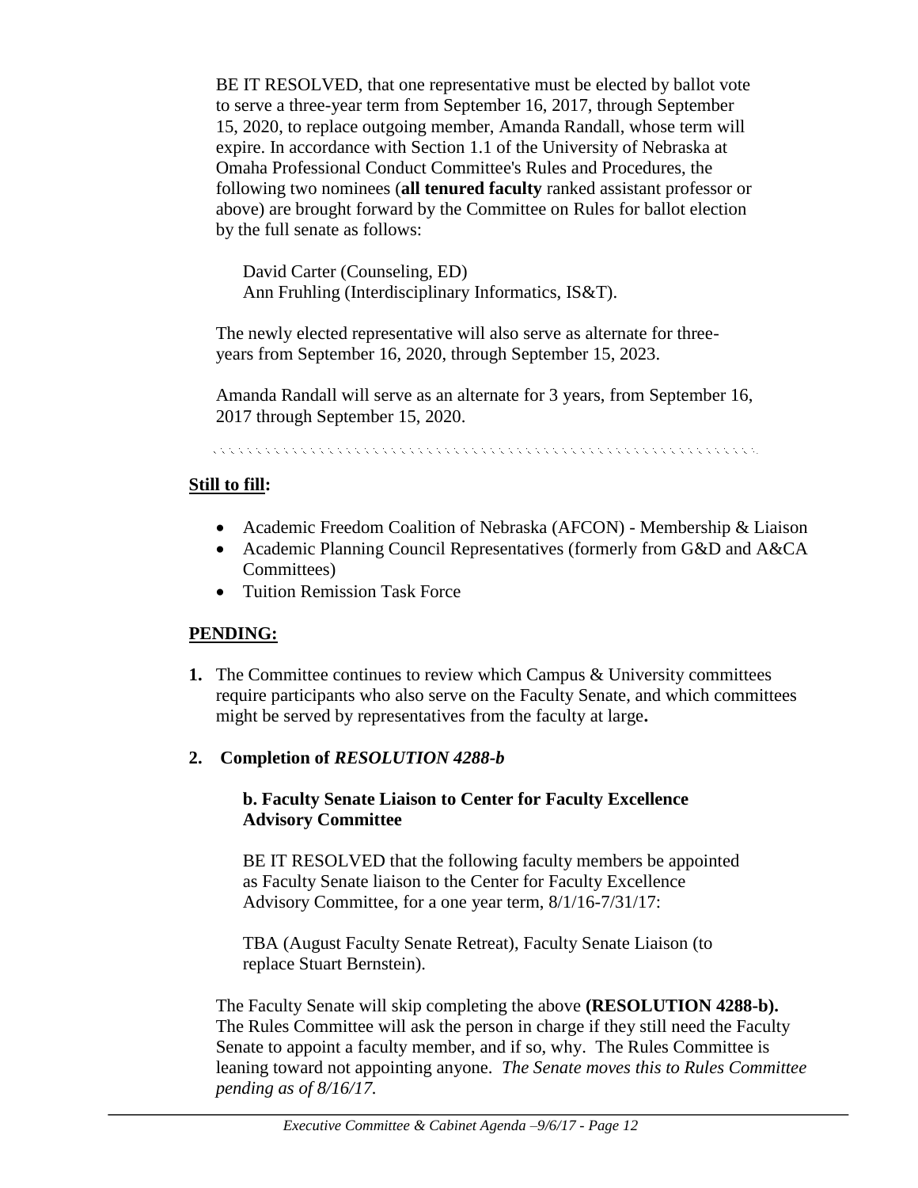BE IT RESOLVED, that one representative must be elected by ballot vote to serve a three-year term from September 16, 2017, through September 15, 2020, to replace outgoing member, Amanda Randall, whose term will expire. In accordance with Section 1.1 of the University of Nebraska at Omaha Professional Conduct Committee's Rules and Procedures, the following two nominees (**all tenured faculty** ranked assistant professor or above) are brought forward by the Committee on Rules for ballot election by the full senate as follows:

David Carter (Counseling, ED)
Ann Fruhling (Interdisciplinary Informatics, IS&T).

The newly elected representative will also serve as alternate for three-years from September 16, 2020, through September 15, 2023.

Amanda Randall will serve as an alternate for 3 years, from September 16, 2017 through September 15, 2020.

---

**Still to fill:**

- Academic Freedom Coalition of Nebraska (AFCON) - Membership & Liaison
- Academic Planning Council Representatives (formerly from G&D and A&CA Committees)
- Tuition Remission Task Force

**PENDING:**

1. The Committee continues to review which Campus & University committees require participants who also serve on the Faculty Senate, and which committees might be served by representatives from the faculty at large**.**

2. **Completion of *RESOLUTION 4288-b***

   **b. Faculty Senate Liaison to Center for Faculty Excellence Advisory Committee**

   BE IT RESOLVED that the following faculty members be appointed as Faculty Senate liaison to the Center for Faculty Excellence Advisory Committee, for a one year term, 8/1/16-7/31/17:

   TBA (August Faculty Senate Retreat), Faculty Senate Liaison (to replace Stuart Bernstein).

   The Faculty Senate will skip completing the above **(RESOLUTION 4288-b).** The Rules Committee will ask the person in charge if they still need the Faculty Senate to appoint a faculty member, and if so, why. The Rules Committee is leaning toward not appointing anyone. *The Senate moves this to Rules Committee pending as of 8/16/17.*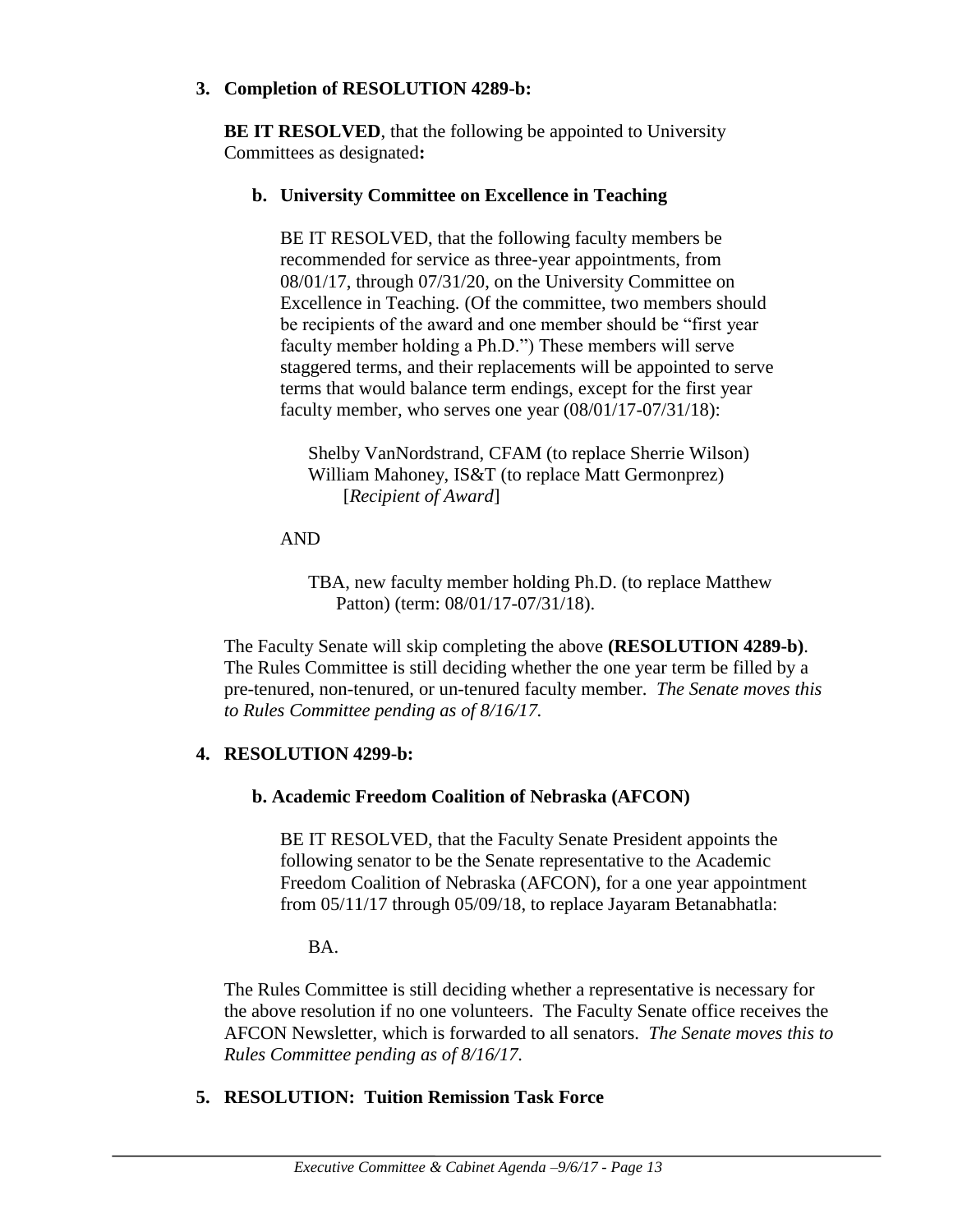**3. Completion of RESOLUTION 4289-b:**

**BE IT RESOLVED**, that the following be appointed to University Committees as designated**:**

**b. University Committee on Excellence in Teaching**

BE IT RESOLVED, that the following faculty members be recommended for service as three-year appointments, from 08/01/17, through 07/31/20, on the University Committee on Excellence in Teaching. (Of the committee, two members should be recipients of the award and one member should be "first year faculty member holding a Ph.D.") These members will serve staggered terms, and their replacements will be appointed to serve terms that would balance term endings, except for the first year faculty member, who serves one year (08/01/17-07/31/18):

Shelby VanNordstrand, CFAM (to replace Sherrie Wilson)
William Mahoney, IS&T (to replace Matt Germonprez)
[*Recipient of Award*]

AND

TBA, new faculty member holding Ph.D. (to replace Matthew Patton) (term: 08/01/17-07/31/18).

The Faculty Senate will skip completing the above **(RESOLUTION 4289-b)**. The Rules Committee is still deciding whether the one year term be filled by a pre-tenured, non-tenured, or un-tenured faculty member. *The Senate moves this to Rules Committee pending as of 8/16/17.*

**4. RESOLUTION 4299-b:**

**b. Academic Freedom Coalition of Nebraska (AFCON)**

BE IT RESOLVED, that the Faculty Senate President appoints the following senator to be the Senate representative to the Academic Freedom Coalition of Nebraska (AFCON), for a one year appointment from 05/11/17 through 05/09/18, to replace Jayaram Betanabhatla:

BA.

The Rules Committee is still deciding whether a representative is necessary for the above resolution if no one volunteers. The Faculty Senate office receives the AFCON Newsletter, which is forwarded to all senators. *The Senate moves this to Rules Committee pending as of 8/16/17.*

**5. RESOLUTION: Tuition Remission Task Force**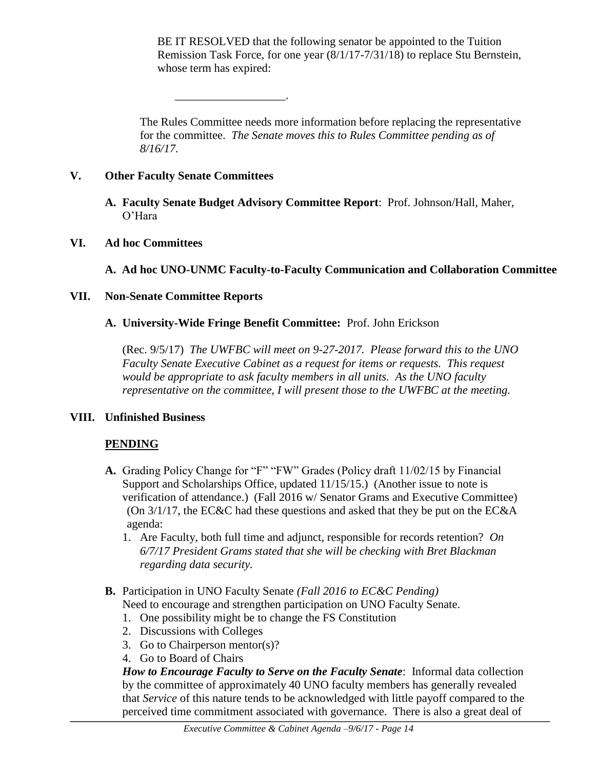BE IT RESOLVED that the following senator be appointed to the Tuition Remission Task Force, for one year (8/1/17-7/31/18) to replace Stu Bernstein, whose term has expired:

___________________.

The Rules Committee needs more information before replacing the representative for the committee. *The Senate moves this to Rules Committee pending as of 8/16/17.*

## V. Other Faculty Senate Committees

**A. Faculty Senate Budget Advisory Committee Report**: Prof. Johnson/Hall, Maher, O'Hara

## VI. Ad hoc Committees

**A. Ad hoc UNO-UNMC Faculty-to-Faculty Communication and Collaboration Committee**

## VII. Non-Senate Committee Reports

**A. University-Wide Fringe Benefit Committee:** Prof. John Erickson

(Rec. 9/5/17) *The UWFBC will meet on 9-27-2017. Please forward this to the UNO Faculty Senate Executive Cabinet as a request for items or requests. This request would be appropriate to ask faculty members in all units. As the UNO faculty representative on the committee, I will present those to the UWFBC at the meeting.*

## VIII. Unfinished Business

**PENDING**

**A.** Grading Policy Change for "F" "FW" Grades (Policy draft 11/02/15 by Financial Support and Scholarships Office, updated 11/15/15.) (Another issue to note is verification of attendance.) (Fall 2016 w/ Senator Grams and Executive Committee) (On 3/1/17, the EC&C had these questions and asked that they be put on the EC&A agenda:

1. Are Faculty, both full time and adjunct, responsible for records retention? *On 6/7/17 President Grams stated that she will be checking with Bret Blackman regarding data security.*

**B.** Participation in UNO Faculty Senate *(Fall 2016 to EC&C Pending)*
Need to encourage and strengthen participation on UNO Faculty Senate.

1. One possibility might be to change the FS Constitution
2. Discussions with Colleges
3. Go to Chairperson mentor(s)?
4. Go to Board of Chairs

***How to Encourage Faculty to Serve on the Faculty Senate***: Informal data collection by the committee of approximately 40 UNO faculty members has generally revealed that *Service* of this nature tends to be acknowledged with little payoff compared to the perceived time commitment associated with governance. There is also a great deal of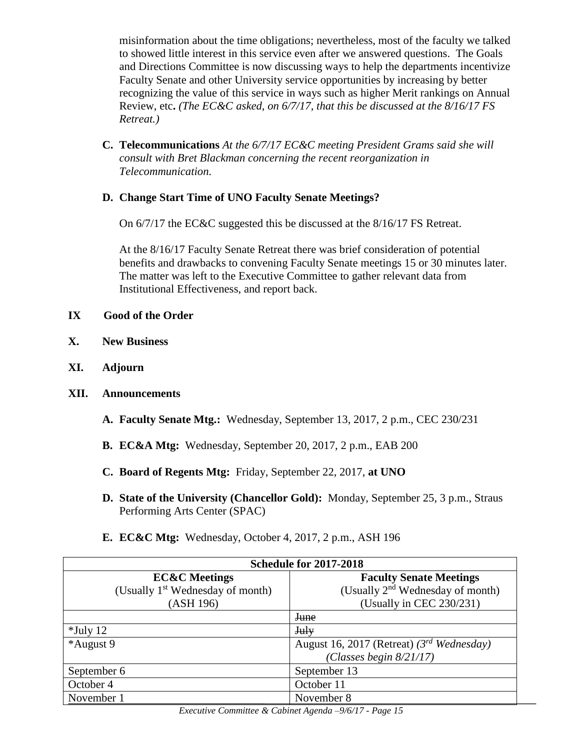misinformation about the time obligations; nevertheless, most of the faculty we talked to showed little interest in this service even after we answered questions. The Goals and Directions Committee is now discussing ways to help the departments incentivize Faculty Senate and other University service opportunities by increasing by better recognizing the value of this service in ways such as higher Merit rankings on Annual Review, etc**.** *(The EC&C asked, on 6/7/17, that this be discussed at the 8/16/17 FS Retreat.)*

**C. Telecommunications** *At the 6/7/17 EC&C meeting President Grams said she will consult with Bret Blackman concerning the recent reorganization in Telecommunication.*

**D. Change Start Time of UNO Faculty Senate Meetings?**

On 6/7/17 the EC&C suggested this be discussed at the 8/16/17 FS Retreat.

At the 8/16/17 Faculty Senate Retreat there was brief consideration of potential benefits and drawbacks to convening Faculty Senate meetings 15 or 30 minutes later. The matter was left to the Executive Committee to gather relevant data from Institutional Effectiveness, and report back.

**IX Good of the Order**

**X. New Business**

**XI. Adjourn**

**XII. Announcements**

**A. Faculty Senate Mtg.:** Wednesday, September 13, 2017, 2 p.m., CEC 230/231

**B. EC&A Mtg:** Wednesday, September 20, 2017, 2 p.m., EAB 200

**C. Board of Regents Mtg:** Friday, September 22, 2017, **at UNO**

**D. State of the University (Chancellor Gold):** Monday, September 25, 3 p.m., Straus Performing Arts Center (SPAC)

**E. EC&C Mtg:** Wednesday, October 4, 2017, 2 p.m., ASH 196

| Schedule for 2017-2018 | |
|---|---|
| **EC&C Meetings** (Usually 1st Wednesday of month) (ASH 196) | **Faculty Senate Meetings** (Usually 2nd Wednesday of month) (Usually in CEC 230/231) |
| | ~~June~~ |
| *July 12 | ~~July~~ |
| *August 9 | August 16, 2017 (Retreat) *(3rd Wednesday)* *(Classes begin 8/21/17)* |
| September 6 | September 13 |
| October 4 | October 11 |
| November 1 | November 8 |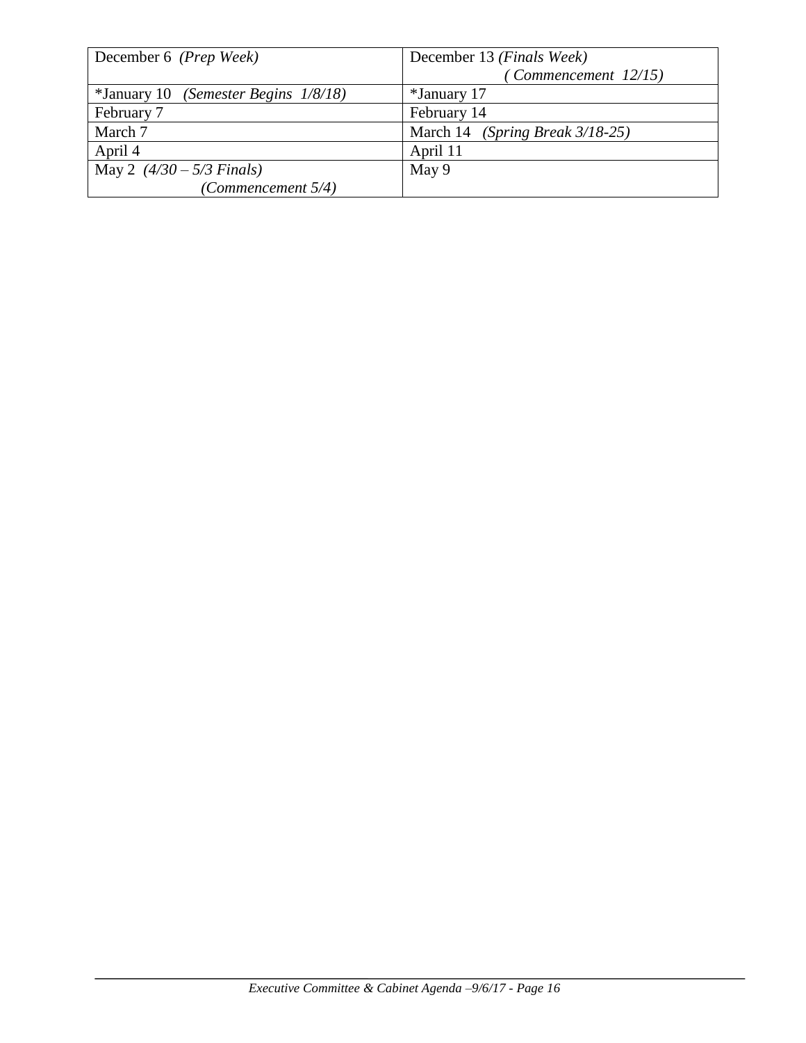| | |
|---|---|
| December 6 *(Prep Week)* | December 13 *(Finals Week)* *( Commencement 12/15)* |
| *January 10 *(Semester Begins 1/8/18)* | *January 17 |
| February 7 | February 14 |
| March 7 | March 14 *(Spring Break 3/18-25)* |
| April 4 | April 11 |
| May 2 *(4/30 – 5/3 Finals)* *(Commencement 5/4)* | May 9 |